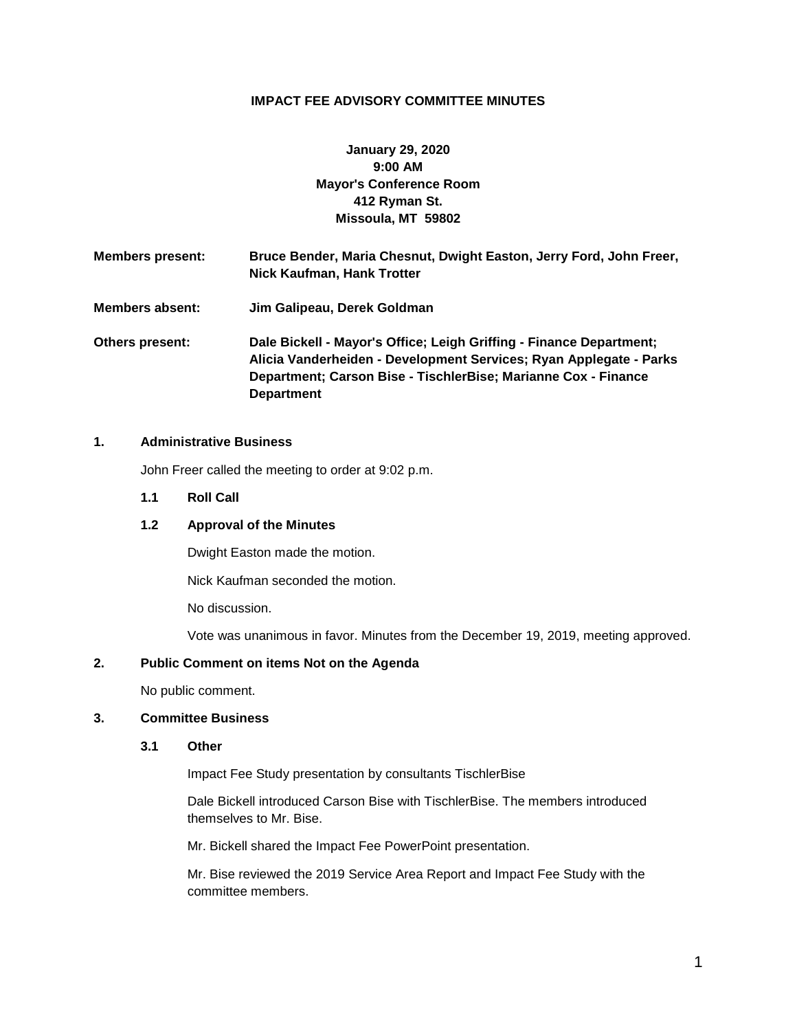# IMPACT FEE ADVISORY COMMITTEE MINUTES

**January 29, 2020**
**9:00 AM**
**Mayor's Conference Room**
**412 Ryman St.**
**Missoula, MT 59802**

**Members present:** **Bruce Bender, Maria Chesnut, Dwight Easton, Jerry Ford, John Freer, Nick Kaufman, Hank Trotter**

**Members absent:** **Jim Galipeau, Derek Goldman**

**Others present:** **Dale Bickell - Mayor's Office; Leigh Griffing - Finance Department; Alicia Vanderheiden - Development Services; Ryan Applegate - Parks Department; Carson Bise - TischlerBise; Marianne Cox - Finance Department**

## 1. Administrative Business

John Freer called the meeting to order at 9:02 p.m.

### 1.1 Roll Call

### 1.2 Approval of the Minutes

Dwight Easton made the motion.

Nick Kaufman seconded the motion.

No discussion.

Vote was unanimous in favor. Minutes from the December 19, 2019, meeting approved.

## 2. Public Comment on items Not on the Agenda

No public comment.

## 3. Committee Business

### 3.1 Other

Impact Fee Study presentation by consultants TischlerBise

Dale Bickell introduced Carson Bise with TischlerBise. The members introduced themselves to Mr. Bise.

Mr. Bickell shared the Impact Fee PowerPoint presentation.

Mr. Bise reviewed the 2019 Service Area Report and Impact Fee Study with the committee members.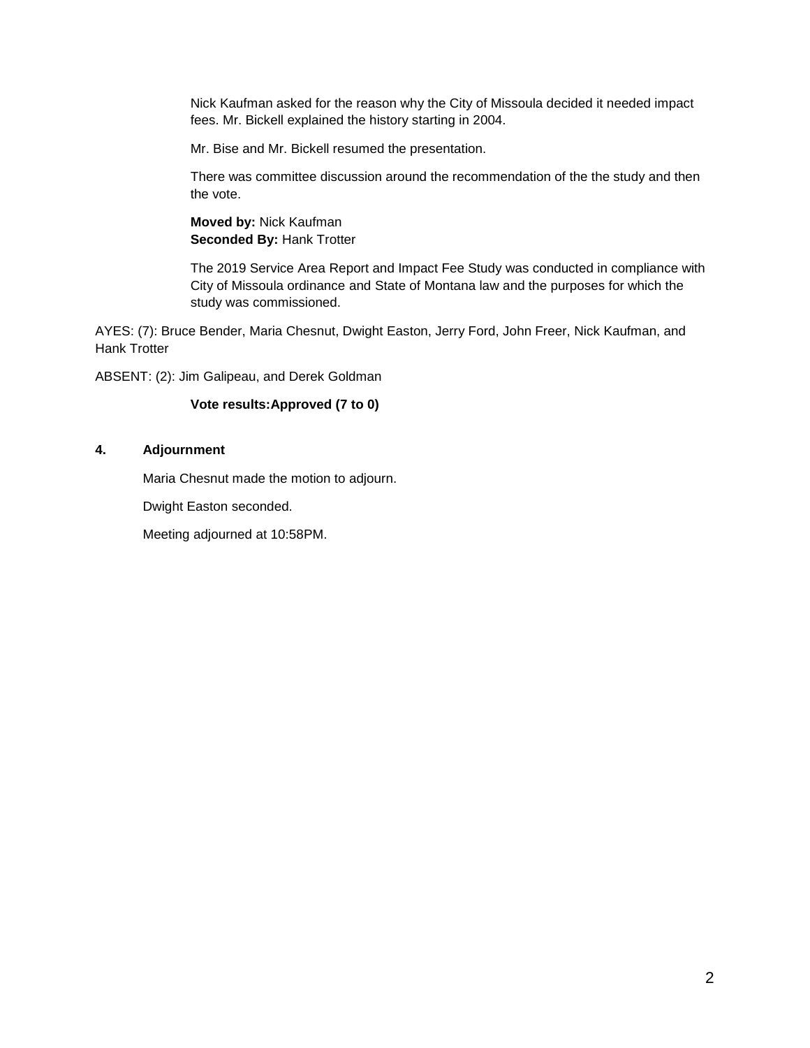Nick Kaufman asked for the reason why the City of Missoula decided it needed impact fees. Mr. Bickell explained the history starting in 2004.

Mr. Bise and Mr. Bickell resumed the presentation.

There was committee discussion around the recommendation of the the study and then the vote.

**Moved by:** Nick Kaufman
**Seconded By:** Hank Trotter

The 2019 Service Area Report and Impact Fee Study was conducted in compliance with City of Missoula ordinance and State of Montana law and the purposes for which the study was commissioned.

AYES: (7): Bruce Bender, Maria Chesnut, Dwight Easton, Jerry Ford, John Freer, Nick Kaufman, and Hank Trotter

ABSENT: (2): Jim Galipeau, and Derek Goldman

**Vote results:Approved (7 to 0)**

## 4. Adjournment

Maria Chesnut made the motion to adjourn.

Dwight Easton seconded.

Meeting adjourned at 10:58PM.